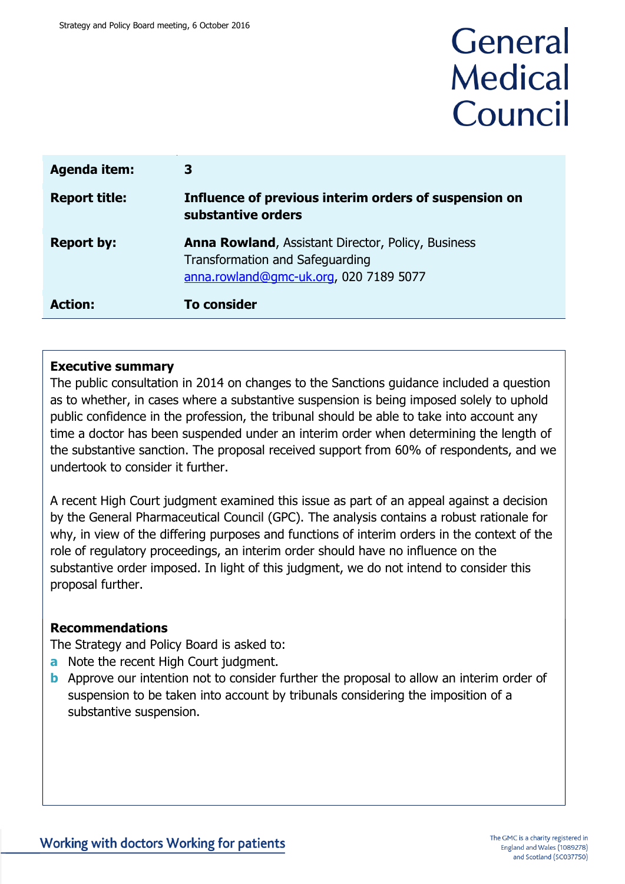Strategy and Policy Board meeting, 6 October 2016

General Medical Council

| | |
|---|---|
| **Agenda item:** | **3** |
| **Report title:** | **Influence of previous interim orders of suspension on substantive orders** |
| **Report by:** | **Anna Rowland**, Assistant Director, Policy, Business Transformation and Safeguarding<br>anna.rowland@gmc-uk.org, 020 7189 5077 |
| **Action:** | **To consider** |

**Executive summary**

The public consultation in 2014 on changes to the Sanctions guidance included a question as to whether, in cases where a substantive suspension is being imposed solely to uphold public confidence in the profession, the tribunal should be able to take into account any time a doctor has been suspended under an interim order when determining the length of the substantive sanction. The proposal received support from 60% of respondents, and we undertook to consider it further.

A recent High Court judgment examined this issue as part of an appeal against a decision by the General Pharmaceutical Council (GPC). The analysis contains a robust rationale for why, in view of the differing purposes and functions of interim orders in the context of the role of regulatory proceedings, an interim order should have no influence on the substantive order imposed. In light of this judgment, we do not intend to consider this proposal further.

**Recommendations**

The Strategy and Policy Board is asked to:

**a** Note the recent High Court judgment.

**b** Approve our intention not to consider further the proposal to allow an interim order of suspension to be taken into account by tribunals considering the imposition of a substantive suspension.

Working with doctors Working for patients

The GMC is a charity registered in England and Wales (1089278) and Scotland (SC037750)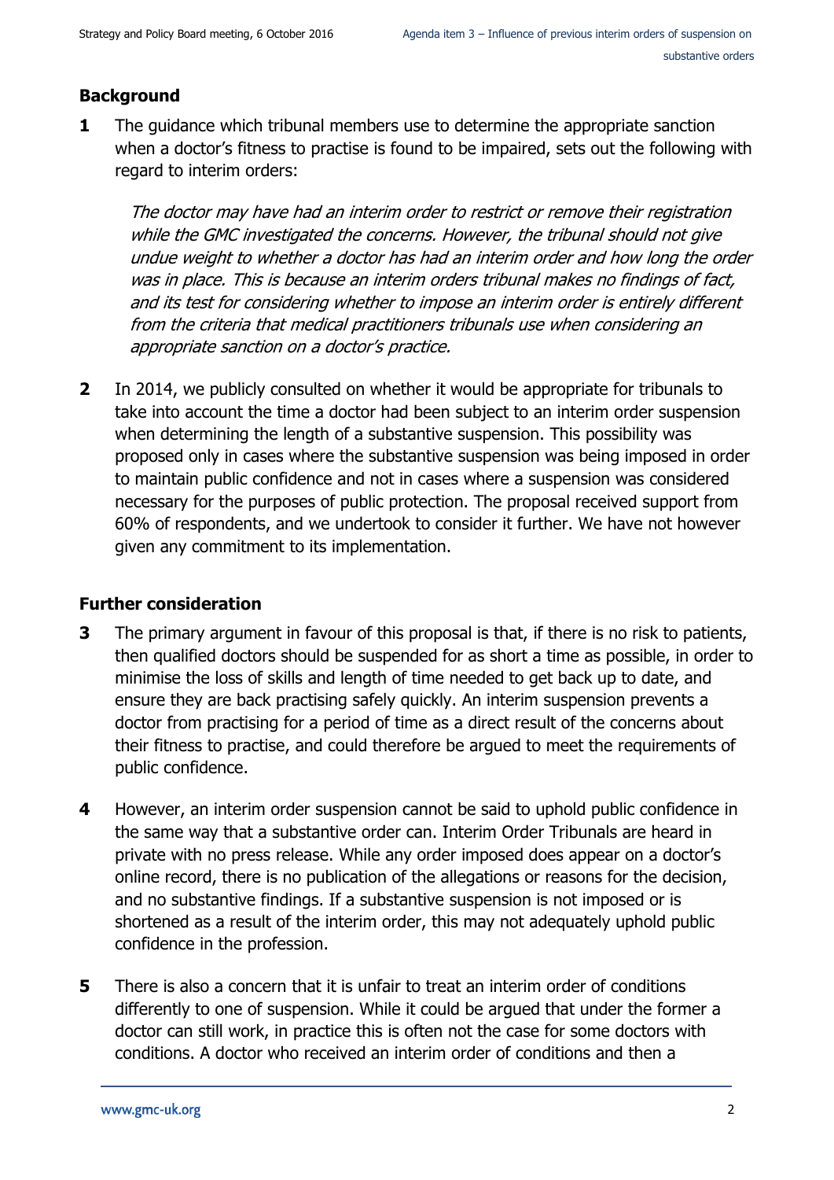## Background

**1** The guidance which tribunal members use to determine the appropriate sanction when a doctor's fitness to practise is found to be impaired, sets out the following with regard to interim orders:

> *The doctor may have had an interim order to restrict or remove their registration while the GMC investigated the concerns. However, the tribunal should not give undue weight to whether a doctor has had an interim order and how long the order was in place. This is because an interim orders tribunal makes no findings of fact, and its test for considering whether to impose an interim order is entirely different from the criteria that medical practitioners tribunals use when considering an appropriate sanction on a doctor's practice.*

**2** In 2014, we publicly consulted on whether it would be appropriate for tribunals to take into account the time a doctor had been subject to an interim order suspension when determining the length of a substantive suspension. This possibility was proposed only in cases where the substantive suspension was being imposed in order to maintain public confidence and not in cases where a suspension was considered necessary for the purposes of public protection. The proposal received support from 60% of respondents, and we undertook to consider it further. We have not however given any commitment to its implementation.

## Further consideration

**3** The primary argument in favour of this proposal is that, if there is no risk to patients, then qualified doctors should be suspended for as short a time as possible, in order to minimise the loss of skills and length of time needed to get back up to date, and ensure they are back practising safely quickly. An interim suspension prevents a doctor from practising for a period of time as a direct result of the concerns about their fitness to practise, and could therefore be argued to meet the requirements of public confidence.

**4** However, an interim order suspension cannot be said to uphold public confidence in the same way that a substantive order can. Interim Order Tribunals are heard in private with no press release. While any order imposed does appear on a doctor's online record, there is no publication of the allegations or reasons for the decision, and no substantive findings. If a substantive suspension is not imposed or is shortened as a result of the interim order, this may not adequately uphold public confidence in the profession.

**5** There is also a concern that it is unfair to treat an interim order of conditions differently to one of suspension. While it could be argued that under the former a doctor can still work, in practice this is often not the case for some doctors with conditions. A doctor who received an interim order of conditions and then a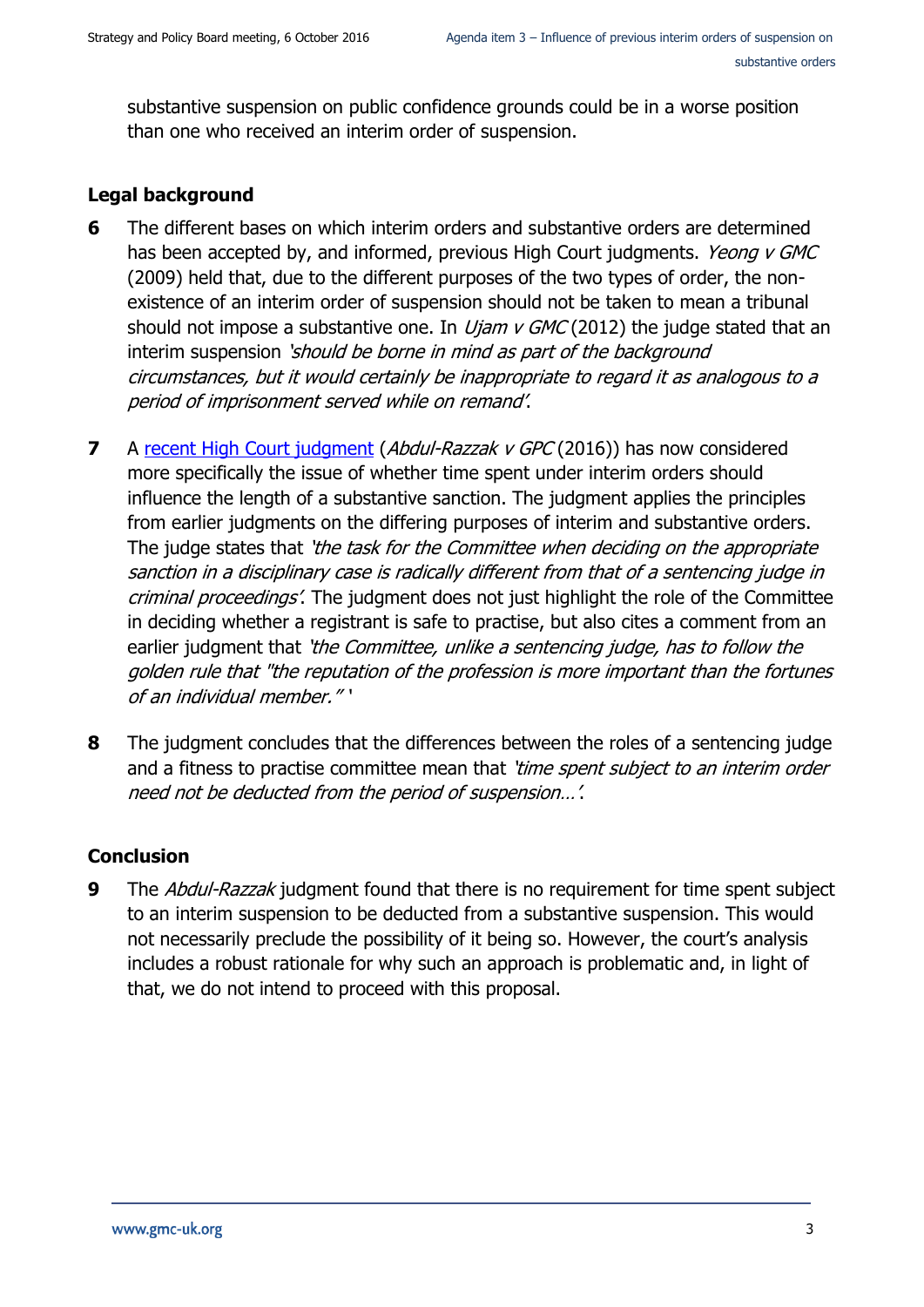substantive suspension on public confidence grounds could be in a worse position than one who received an interim order of suspension.

## Legal background

**6** The different bases on which interim orders and substantive orders are determined has been accepted by, and informed, previous High Court judgments. *Yeong v GMC* (2009) held that, due to the different purposes of the two types of order, the non-existence of an interim order of suspension should not be taken to mean a tribunal should not impose a substantive one. In *Ujam v GMC* (2012) the judge stated that an interim suspension *'should be borne in mind as part of the background circumstances, but it would certainly be inappropriate to regard it as analogous to a period of imprisonment served while on remand'*.

**7** A recent High Court judgment (*Abdul-Razzak v GPC* (2016)) has now considered more specifically the issue of whether time spent under interim orders should influence the length of a substantive sanction. The judgment applies the principles from earlier judgments on the differing purposes of interim and substantive orders. The judge states that *'the task for the Committee when deciding on the appropriate sanction in a disciplinary case is radically different from that of a sentencing judge in criminal proceedings'*. The judgment does not just highlight the role of the Committee in deciding whether a registrant is safe to practise, but also cites a comment from an earlier judgment that *'the Committee, unlike a sentencing judge, has to follow the golden rule that "the reputation of the profession is more important than the fortunes of an individual member."'*

**8** The judgment concludes that the differences between the roles of a sentencing judge and a fitness to practise committee mean that *'time spent subject to an interim order need not be deducted from the period of suspension…'*.

## Conclusion

**9** The *Abdul-Razzak* judgment found that there is no requirement for time spent subject to an interim suspension to be deducted from a substantive suspension. This would not necessarily preclude the possibility of it being so. However, the court's analysis includes a robust rationale for why such an approach is problematic and, in light of that, we do not intend to proceed with this proposal.